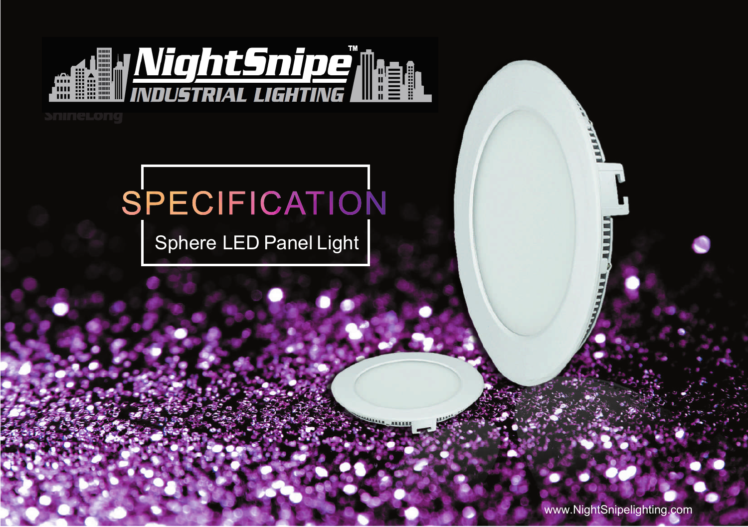NightSnipe™ INDUSTRIAL LIGHTING

ShineLong

# SPECIFICATION

## Sphere LED Panel Light

www.NightSnipelighting.com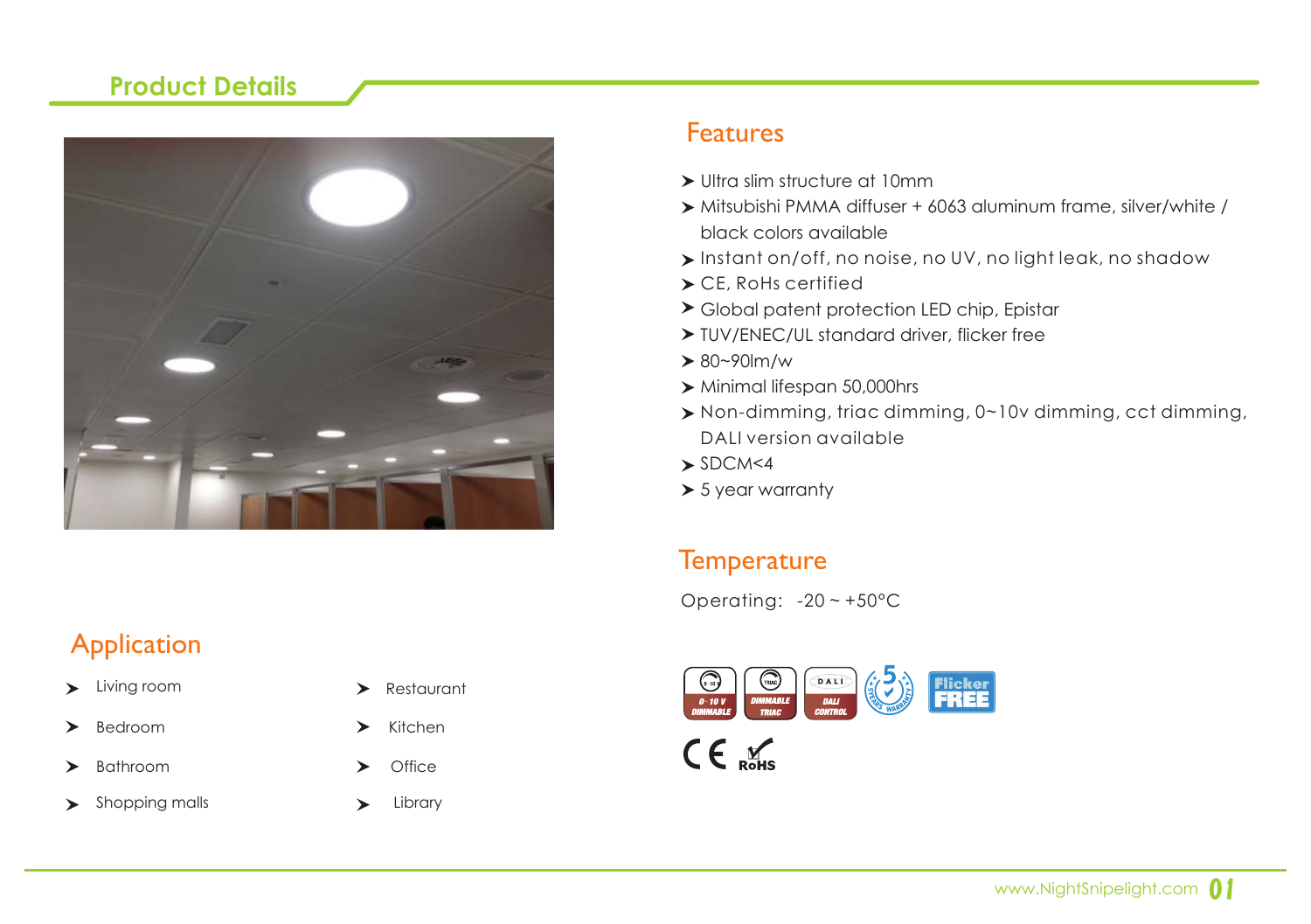## Product Details

## Features

- Ultra slim structure at 10mm
- Mitsubishi PMMA diffuser + 6063 aluminum frame, silver/white / black colors available
- Instant on/off, no noise, no UV, no light leak, no shadow
- CE, RoHs certified
- Global patent protection LED chip, Epistar
- TUV/ENEC/UL standard driver, flicker free
- 80~90lm/w
- Minimal lifespan 50,000hrs
- Non-dimming, triac dimming, 0~10v dimming, cct dimming, DALI version available
- SDCM<4
- 5 year warranty

## Temperature

Operating: -20 ~ +50°C

## Application

- Living room
- Bedroom
- Bathroom
- Shopping malls
- Restaurant
- Kitchen
- Office
- Library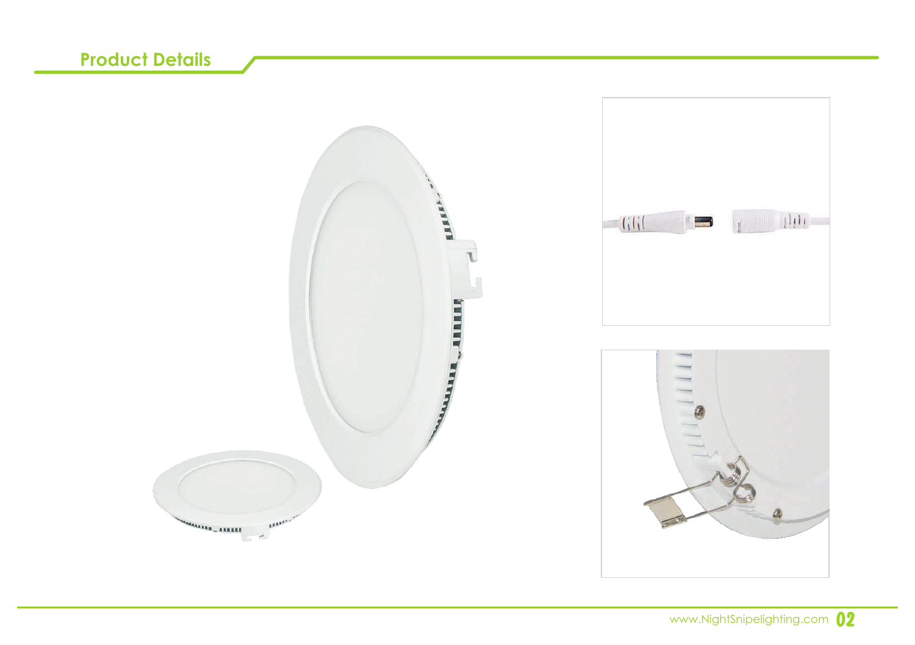## Product Details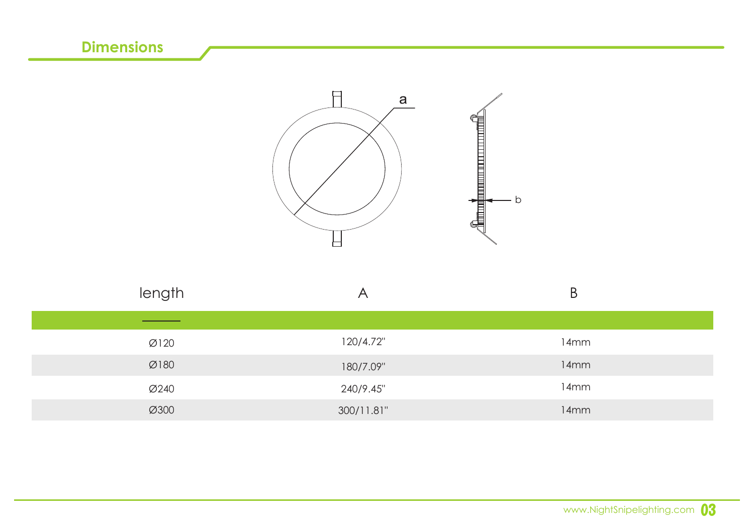## Dimensions

| length | A | B |
|---|---|---|
| Ø120 | 120/4.72" | 14mm |
| Ø180 | 180/7.09" | 14mm |
| Ø240 | 240/9.45" | 14mm |
| Ø300 | 300/11.81" | 14mm |

www.NightSnipelighting.com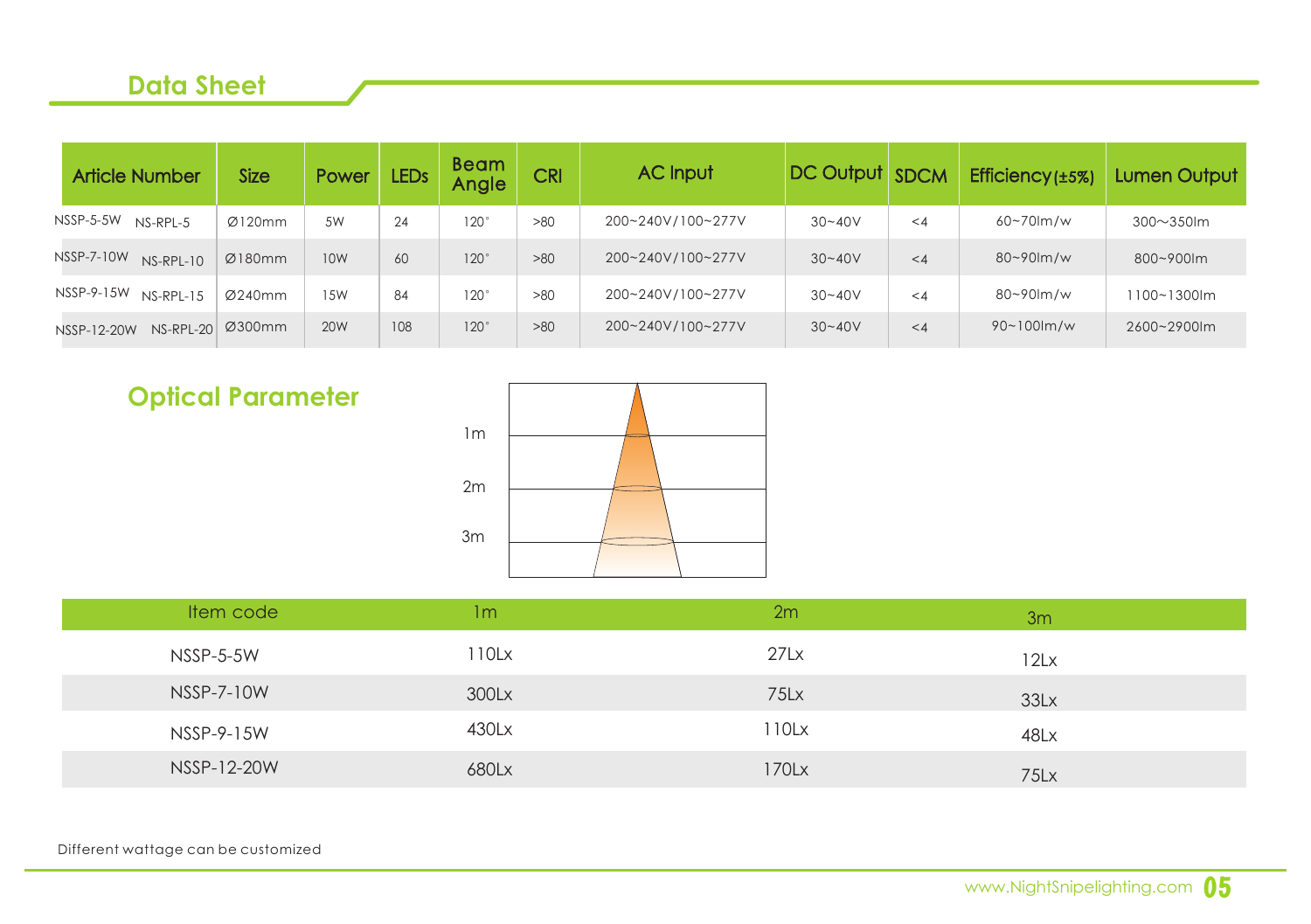## Data Sheet

| Article Number | Size | Power | LEDs | Beam Angle | CRI | AC Input | DC Output | SDCM | Efficiency (±5%) | Lumen Output |
|---|---|---|---|---|---|---|---|---|---|---|
| NSSP-5-5W NS-RPL-5 | Ø120mm | 5W | 24 | 120° | >80 | 200~240V/100~277V | 30~40V | <4 | 60~70lm/w | 300～350lm |
| NSSP-7-10W NS-RPL-10 | Ø180mm | 10W | 60 | 120° | >80 | 200~240V/100~277V | 30~40V | <4 | 80~90lm/w | 800~900lm |
| NSSP-9-15W NS-RPL-15 | Ø240mm | 15W | 84 | 120° | >80 | 200~240V/100~277V | 30~40V | <4 | 80~90lm/w | 1100~1300lm |
| NSSP-12-20W NS-RPL-20 | Ø300mm | 20W | 108 | 120° | >80 | 200~240V/100~277V | 30~40V | <4 | 90~100lm/w | 2600~2900lm |

## Optical Parameter

1m

2m

3m

| Item code | 1m | 2m | 3m |
|---|---|---|---|
| NSSP-5-5W | 110Lx | 27Lx | 12Lx |
| NSSP-7-10W | 300Lx | 75Lx | 33Lx |
| NSSP-9-15W | 430Lx | 110Lx | 48Lx |
| NSSP-12-20W | 680Lx | 170Lx | 75Lx |

Different wattage can be customized

www.NightSnipelighting.com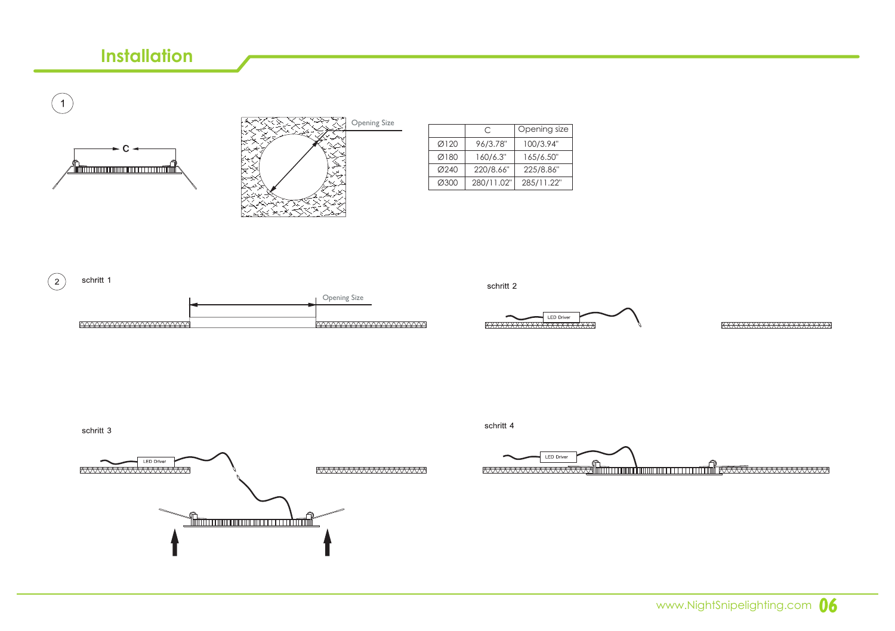# Installation

1

C

Opening Size

| | C | Opening size |
|---|---|---|
| Ø120 | 96/3.78" | 100/3.94" |
| Ø180 | 160/6.3" | 165/6.50" |
| Ø240 | 220/8.66" | 225/8.86" |
| Ø300 | 280/11.02" | 285/11.22" |

2

schritt 1

Opening Size

schritt 2

LED Driver

schritt 3

LED Driver

schritt 4

LED Driver

www.NightSnipelighting.com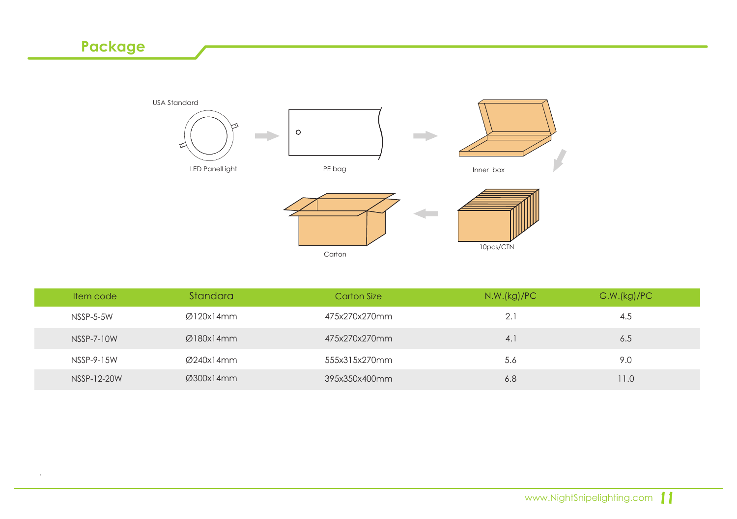## Package

USA Standard

LED PanelLight

PE bag

Inner box

10pcs/CTN

Carton

| Item code | Standara | Carton Size | N.W.(kg)/PC | G.W.(kg)/PC |
|---|---|---|---|---|
| NSSP-5-5W | Ø120x14mm | 475x270x270mm | 2.1 | 4.5 |
| NSSP-7-10W | Ø180x14mm | 475x270x270mm | 4.1 | 6.5 |
| NSSP-9-15W | Ø240x14mm | 555x315x270mm | 5.6 | 9.0 |
| NSSP-12-20W | Ø300x14mm | 395x350x400mm | 6.8 | 11.0 |

www.NightSnipelighting.com